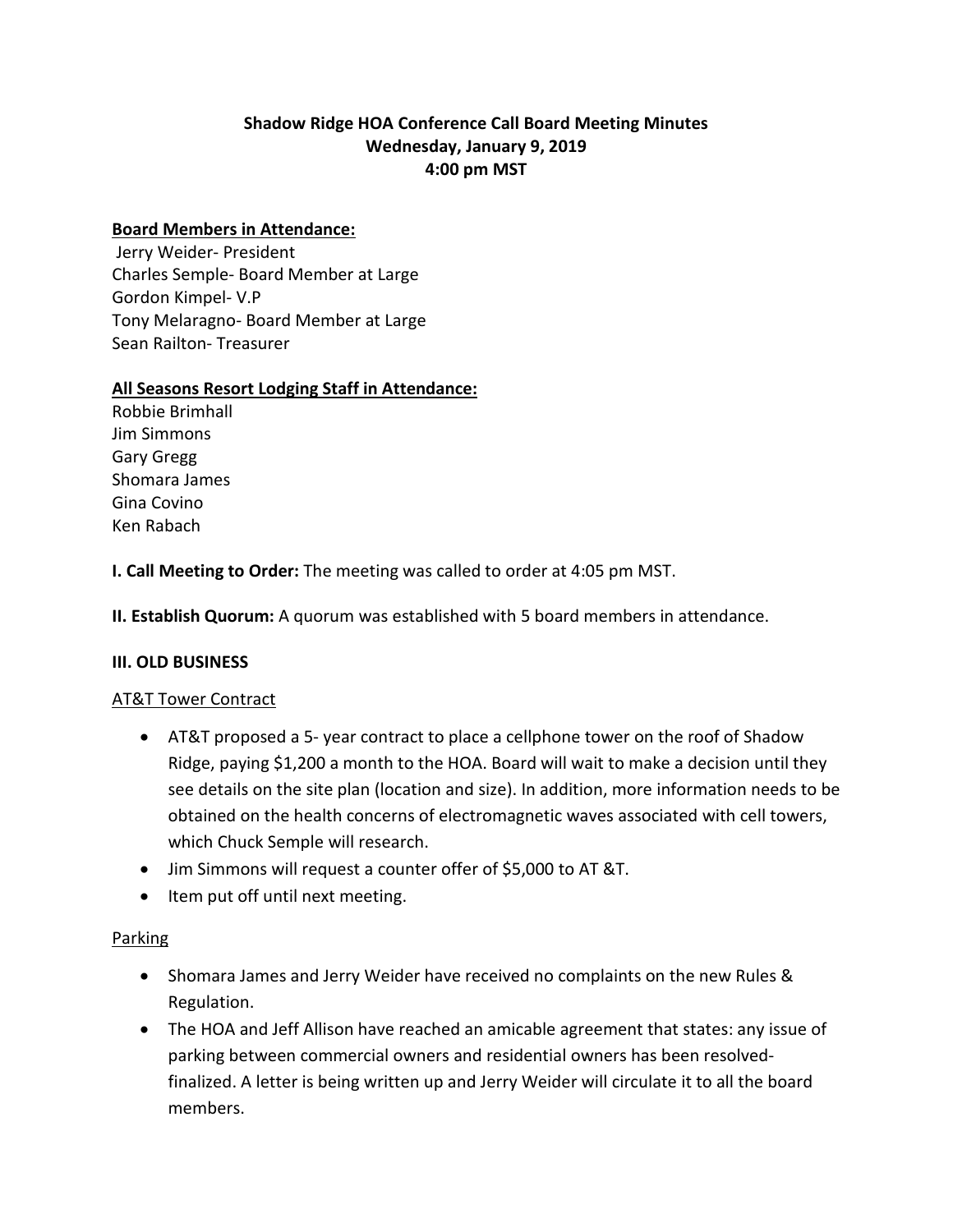**Shadow Ridge HOA Conference Call Board Meeting Minutes**
**Wednesday, January 9, 2019**
**4:00 pm MST**

**Board Members in Attendance:**

Jerry Weider- President
Charles Semple- Board Member at Large
Gordon Kimpel- V.P
Tony Melaragno- Board Member at Large
Sean Railton- Treasurer

**All Seasons Resort Lodging Staff in Attendance:**

Robbie Brimhall
Jim Simmons
Gary Gregg
Shomara James
Gina Covino
Ken Rabach

**I. Call Meeting to Order:** The meeting was called to order at 4:05 pm MST.

**II. Establish Quorum:** A quorum was established with 5 board members in attendance.

**III. OLD BUSINESS**

AT&T Tower Contract

- AT&T proposed a 5- year contract to place a cellphone tower on the roof of Shadow Ridge, paying $1,200 a month to the HOA. Board will wait to make a decision until they see details on the site plan (location and size). In addition, more information needs to be obtained on the health concerns of electromagnetic waves associated with cell towers, which Chuck Semple will research.
- Jim Simmons will request a counter offer of $5,000 to AT &T.
- Item put off until next meeting.

Parking

- Shomara James and Jerry Weider have received no complaints on the new Rules & Regulation.
- The HOA and Jeff Allison have reached an amicable agreement that states: any issue of parking between commercial owners and residential owners has been resolved-finalized. A letter is being written up and Jerry Weider will circulate it to all the board members.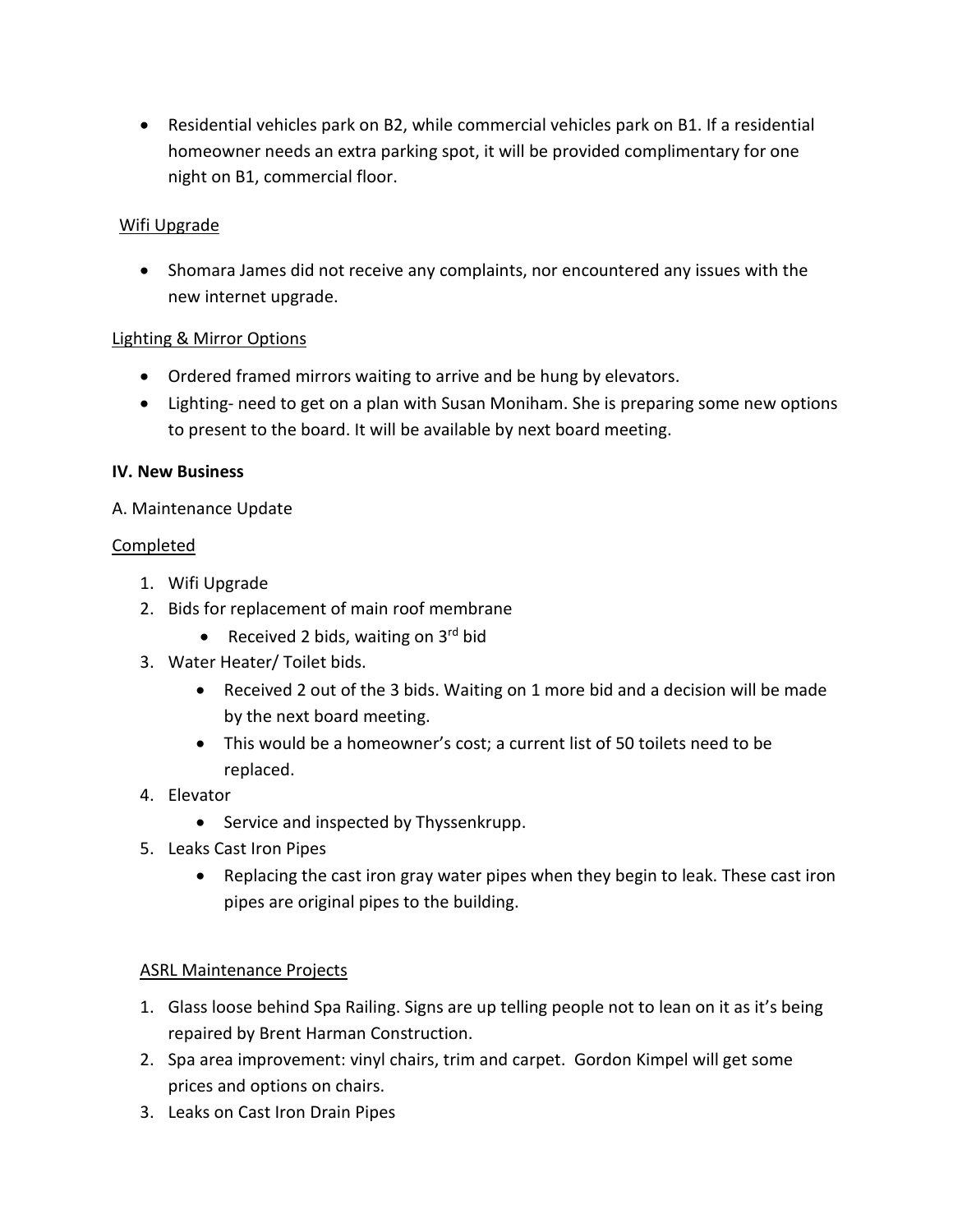- Residential vehicles park on B2, while commercial vehicles park on B1. If a residential homeowner needs an extra parking spot, it will be provided complimentary for one night on B1, commercial floor.

<u>Wifi Upgrade</u>

- Shomara James did not receive any complaints, nor encountered any issues with the new internet upgrade.

<u>Lighting & Mirror Options</u>

- Ordered framed mirrors waiting to arrive and be hung by elevators.
- Lighting- need to get on a plan with Susan Moniham. She is preparing some new options to present to the board. It will be available by next board meeting.

**IV. New Business**

A. Maintenance Update

<u>Completed</u>

1. Wifi Upgrade
2. Bids for replacement of main roof membrane
    - Received 2 bids, waiting on 3rd bid
3. Water Heater/ Toilet bids.
    - Received 2 out of the 3 bids. Waiting on 1 more bid and a decision will be made by the next board meeting.
    - This would be a homeowner's cost; a current list of 50 toilets need to be replaced.
4. Elevator
    - Service and inspected by Thyssenkrupp.
5. Leaks Cast Iron Pipes
    - Replacing the cast iron gray water pipes when they begin to leak. These cast iron pipes are original pipes to the building.

<u>ASRL Maintenance Projects</u>

1. Glass loose behind Spa Railing. Signs are up telling people not to lean on it as it's being repaired by Brent Harman Construction.
2. Spa area improvement: vinyl chairs, trim and carpet. Gordon Kimpel will get some prices and options on chairs.
3. Leaks on Cast Iron Drain Pipes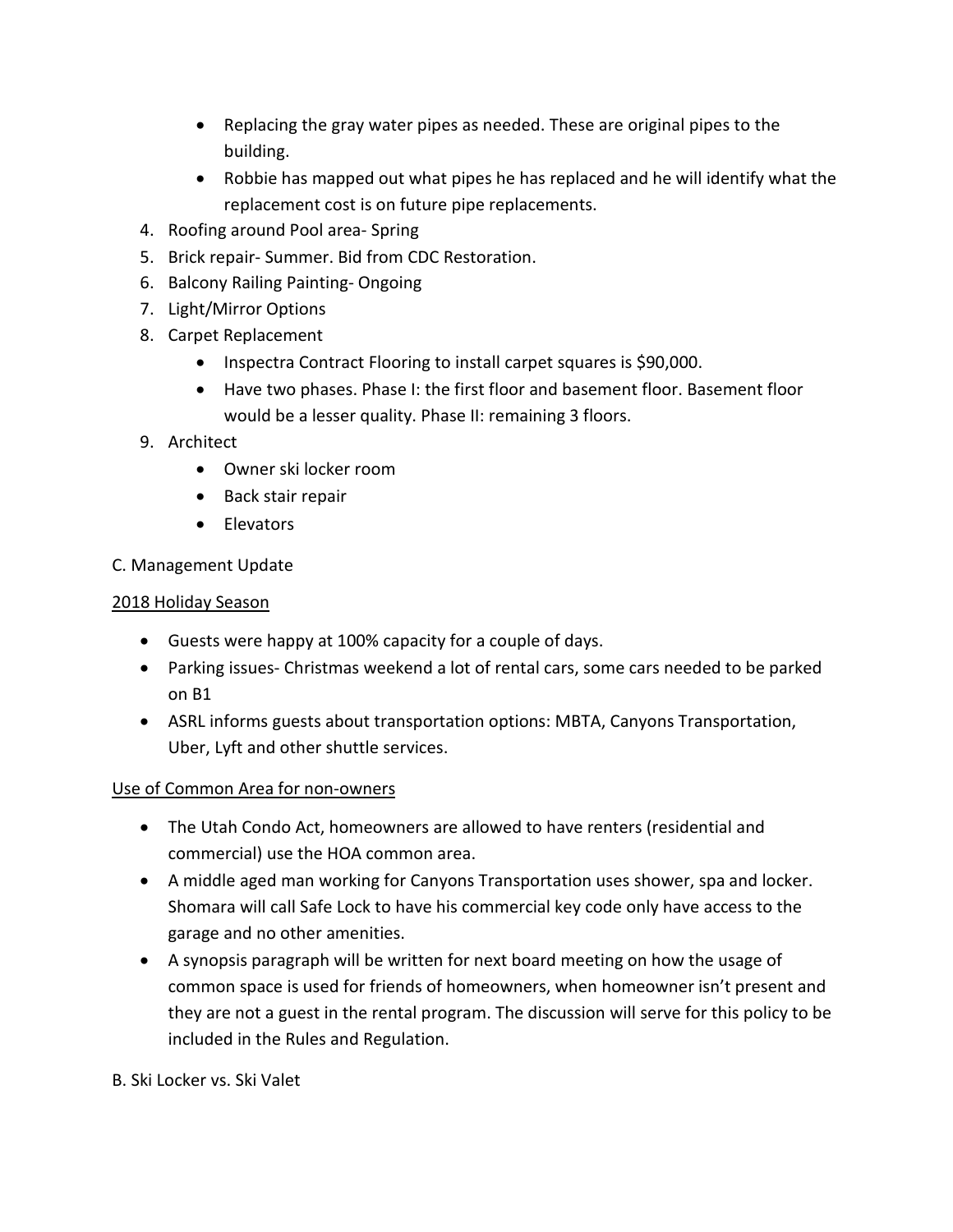- Replacing the gray water pipes as needed. These are original pipes to the building.
  - Robbie has mapped out what pipes he has replaced and he will identify what the replacement cost is on future pipe replacements.
4. Roofing around Pool area- Spring
5. Brick repair- Summer. Bid from CDC Restoration.
6. Balcony Railing Painting- Ongoing
7. Light/Mirror Options
8. Carpet Replacement
   - Inspectra Contract Flooring to install carpet squares is $90,000.
   - Have two phases. Phase I: the first floor and basement floor. Basement floor would be a lesser quality. Phase II: remaining 3 floors.
9. Architect
   - Owner ski locker room
   - Back stair repair
   - Elevators

C. Management Update

<u>2018 Holiday Season</u>

- Guests were happy at 100% capacity for a couple of days.
- Parking issues- Christmas weekend a lot of rental cars, some cars needed to be parked on B1
- ASRL informs guests about transportation options: MBTA, Canyons Transportation, Uber, Lyft and other shuttle services.

<u>Use of Common Area for non-owners</u>

- The Utah Condo Act, homeowners are allowed to have renters (residential and commercial) use the HOA common area.
- A middle aged man working for Canyons Transportation uses shower, spa and locker. Shomara will call Safe Lock to have his commercial key code only have access to the garage and no other amenities.
- A synopsis paragraph will be written for next board meeting on how the usage of common space is used for friends of homeowners, when homeowner isn't present and they are not a guest in the rental program. The discussion will serve for this policy to be included in the Rules and Regulation.

B. Ski Locker vs. Ski Valet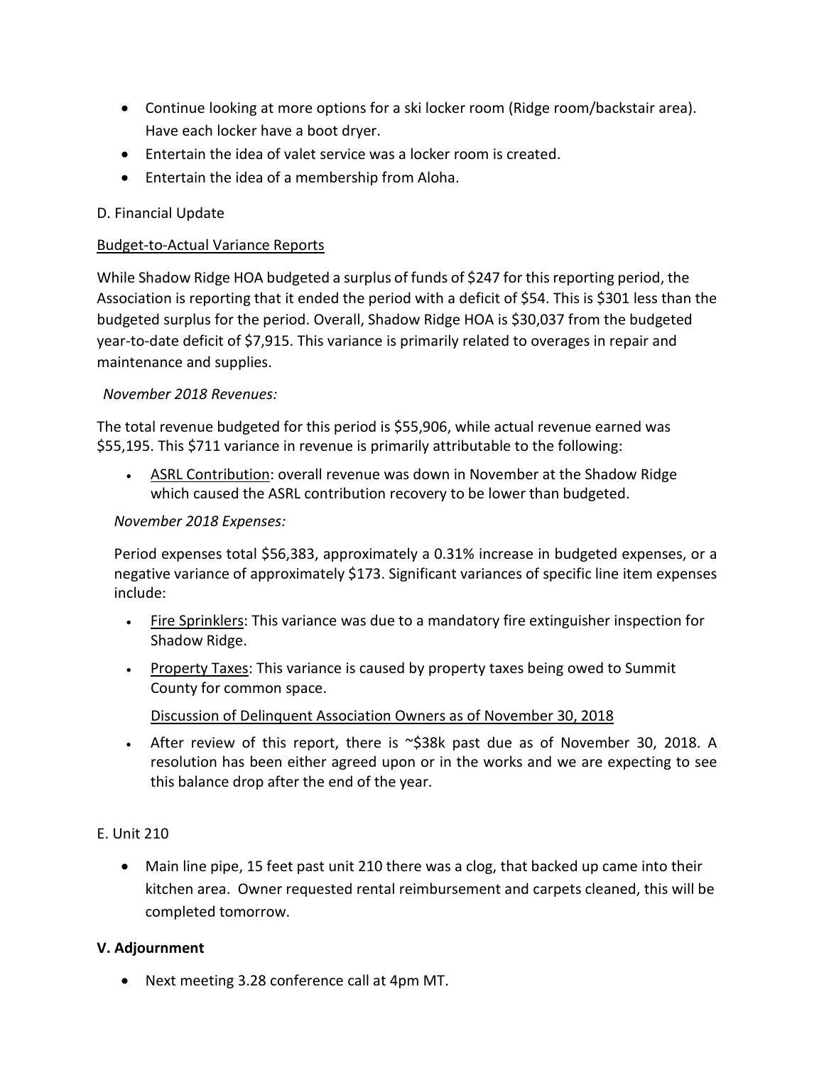- Continue looking at more options for a ski locker room (Ridge room/backstair area). Have each locker have a boot dryer.
- Entertain the idea of valet service was a locker room is created.
- Entertain the idea of a membership from Aloha.

D. Financial Update

Budget-to-Actual Variance Reports

While Shadow Ridge HOA budgeted a surplus of funds of $247 for this reporting period, the Association is reporting that it ended the period with a deficit of $54. This is $301 less than the budgeted surplus for the period. Overall, Shadow Ridge HOA is $30,037 from the budgeted year-to-date deficit of $7,915. This variance is primarily related to overages in repair and maintenance and supplies.

*November 2018 Revenues:*

The total revenue budgeted for this period is $55,906, while actual revenue earned was $55,195. This $711 variance in revenue is primarily attributable to the following:

- ASRL Contribution: overall revenue was down in November at the Shadow Ridge which caused the ASRL contribution recovery to be lower than budgeted.

*November 2018 Expenses:*

Period expenses total $56,383, approximately a 0.31% increase in budgeted expenses, or a negative variance of approximately $173. Significant variances of specific line item expenses include:

- Fire Sprinklers: This variance was due to a mandatory fire extinguisher inspection for Shadow Ridge.
- Property Taxes: This variance is caused by property taxes being owed to Summit County for common space.

Discussion of Delinquent Association Owners as of November 30, 2018

- After review of this report, there is ~$38k past due as of November 30, 2018. A resolution has been either agreed upon or in the works and we are expecting to see this balance drop after the end of the year.

E. Unit 210

- Main line pipe, 15 feet past unit 210 there was a clog, that backed up came into their kitchen area. Owner requested rental reimbursement and carpets cleaned, this will be completed tomorrow.

**V. Adjournment**

- Next meeting 3.28 conference call at 4pm MT.